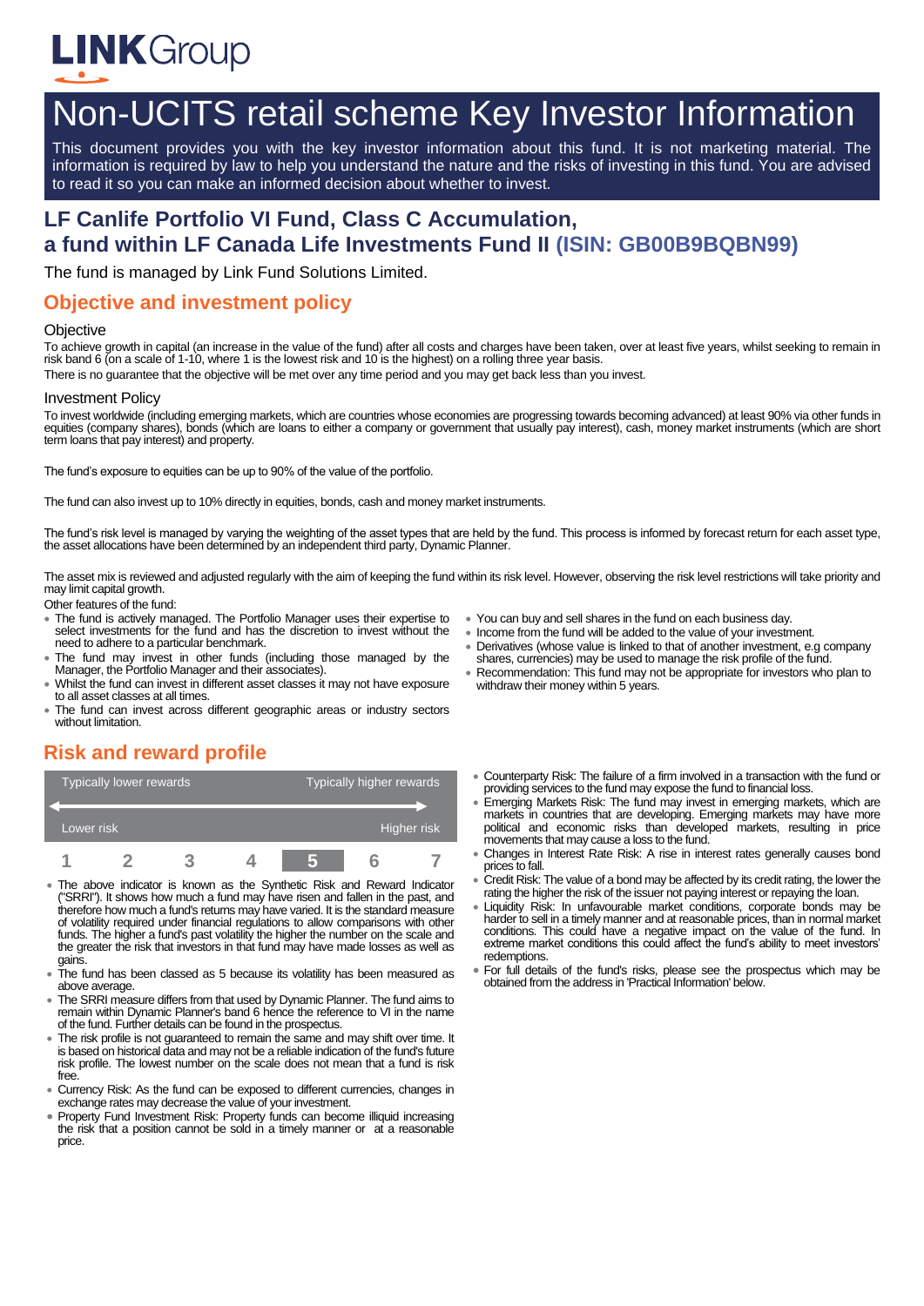# Non-UCITS retail scheme Key Investor Information

This document provides you with the key investor information about this fund. It is not marketing material. The information is required by law to help you understand the nature and the risks of investing in this fund. You are advised to read it so you can make an informed decision about whether to invest.

## LF Canlife Portfolio VI Fund, Class C Accumulation, a fund within LF Canada Life Investments Fund II (ISIN: GB00B9BQBN99)

The fund is managed by Link Fund Solutions Limited.

## Objective and investment policy

### Objective

To achieve growth in capital (an increase in the value of the fund) after all costs and charges have been taken, over at least five years, whilst seeking to remain in risk band 6 (on a scale of 1-10, where 1 is the lowest risk and 10 is the highest) on a rolling three year basis.

There is no guarantee that the objective will be met over any time period and you may get back less than you invest.

### Investment Policy

To invest worldwide (including emerging markets, which are countries whose economies are progressing towards becoming advanced) at least 90% via other funds in equities (company shares), bonds (which are loans to either a company or government that usually pay interest), cash, money market instruments (which are short term loans that pay interest) and property.

The fund's exposure to equities can be up to 90% of the value of the portfolio.

The fund can also invest up to 10% directly in equities, bonds, cash and money market instruments.

The fund's risk level is managed by varying the weighting of the asset types that are held by the fund. This process is informed by forecast return for each asset type, the asset allocations have been determined by an independent third party, Dynamic Planner.

The asset mix is reviewed and adjusted regularly with the aim of keeping the fund within its risk level. However, observing the risk level restrictions will take priority and may limit capital growth.

Other features of the fund:

- The fund is actively managed. The Portfolio Manager uses their expertise to select investments for the fund and has the discretion to invest without the need to adhere to a particular benchmark.
- The fund may invest in other funds (including those managed by the Manager, the Portfolio Manager and their associates).
- Whilst the fund can invest in different asset classes it may not have exposure to all asset classes at all times.
- The fund can invest across different geographic areas or industry sectors without limitation.
- You can buy and sell shares in the fund on each business day.
- Income from the fund will be added to the value of your investment.
- Derivatives (whose value is linked to that of another investment, e.g company shares, currencies) may be used to manage the risk profile of the fund.
- Recommendation: This fund may not be appropriate for investors who plan to withdraw their money within 5 years.

## Risk and reward profile

| Typically lower rewards | | | | | | Typically higher rewards |
|---|---|---|---|---|---|---|
| Lower risk | | | | | | Higher risk |
| 1 | 2 | 3 | 4 | **5** | 6 | 7 |

- The above indicator is known as the Synthetic Risk and Reward Indicator ("SRRI"). It shows how much a fund may have risen and fallen in the past, and therefore how much a fund's returns may have varied. It is the standard measure of volatility required under financial regulations to allow comparisons with other funds. The higher a fund's past volatility the higher the number on the scale and the greater the risk that investors in that fund may have made losses as well as gains.
- The fund has been classed as 5 because its volatility has been measured as above average.
- The SRRI measure differs from that used by Dynamic Planner. The fund aims to remain within Dynamic Planner's band 6 hence the reference to VI in the name of the fund. Further details can be found in the prospectus.
- The risk profile is not guaranteed to remain the same and may shift over time. It is based on historical data and may not be a reliable indication of the fund's future risk profile. The lowest number on the scale does not mean that a fund is risk free.
- Currency Risk: As the fund can be exposed to different currencies, changes in exchange rates may decrease the value of your investment.
- Property Fund Investment Risk: Property funds can become illiquid increasing the risk that a position cannot be sold in a timely manner or at a reasonable price.
- Counterparty Risk: The failure of a firm involved in a transaction with the fund or providing services to the fund may expose the fund to financial loss.
- Emerging Markets Risk: The fund may invest in emerging markets, which are markets in countries that are developing. Emerging markets may have more political and economic risks than developed markets, resulting in price movements that may cause a loss to the fund.
- Changes in Interest Rate Risk: A rise in interest rates generally causes bond prices to fall.
- Credit Risk: The value of a bond may be affected by its credit rating, the lower the rating the higher the risk of the issuer not paying interest or repaying the loan.
- Liquidity Risk: In unfavourable market conditions, corporate bonds may be harder to sell in a timely manner and at reasonable prices, than in normal market conditions. This could have a negative impact on the value of the fund. In extreme market conditions this could affect the fund's ability to meet investors' redemptions.
- For full details of the fund's risks, please see the prospectus which may be obtained from the address in 'Practical Information' below.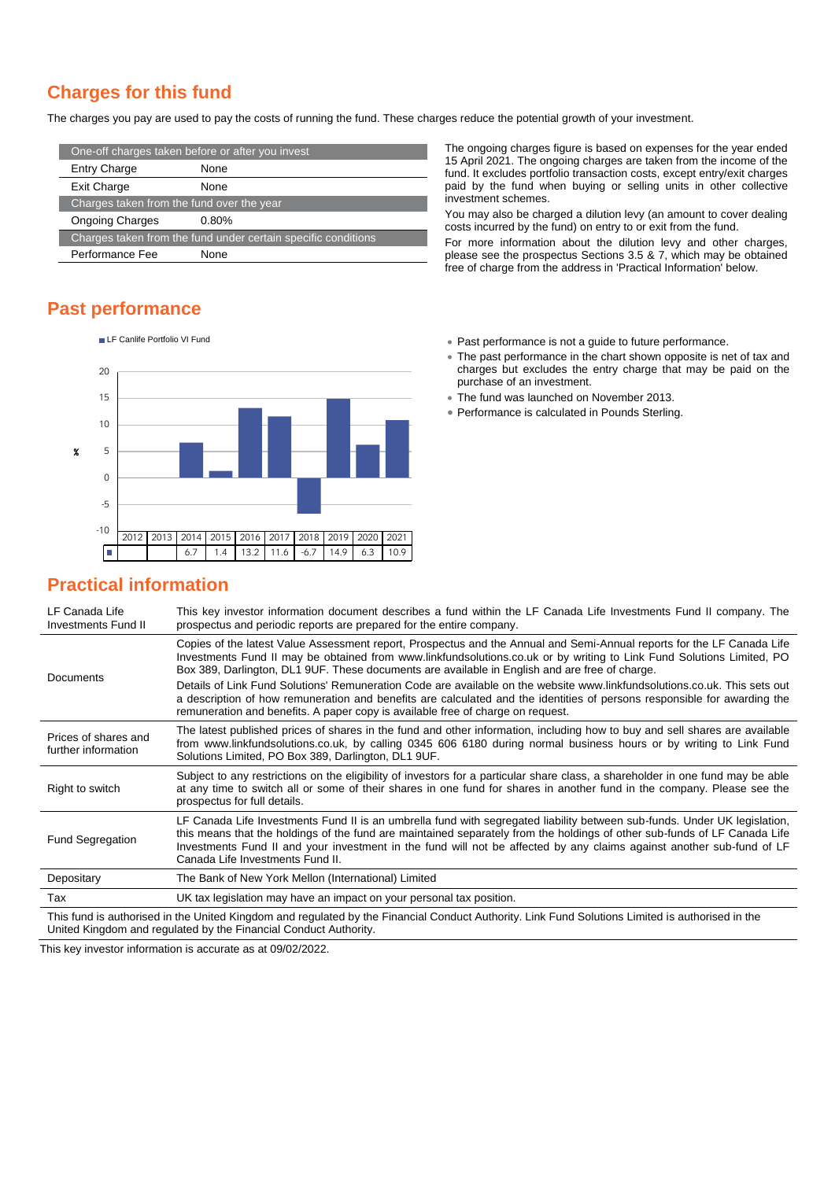## Charges for this fund

The charges you pay are used to pay the costs of running the fund. These charges reduce the potential growth of your investment.

| | |
|---|---|
| **One-off charges taken before or after you invest** | |
| Entry Charge | None |
| Exit Charge | None |
| **Charges taken from the fund over the year** | |
| Ongoing Charges | 0.80% |
| **Charges taken from the fund under certain specific conditions** | |
| Performance Fee | None |

The ongoing charges figure is based on expenses for the year ended 15 April 2021. The ongoing charges are taken from the income of the fund. It excludes portfolio transaction costs, except entry/exit charges paid by the fund when buying or selling units in other collective investment schemes.

You may also be charged a dilution levy (an amount to cover dealing costs incurred by the fund) on entry to or exit from the fund.

For more information about the dilution levy and other charges, please see the prospectus Sections 3.5 & 7, which may be obtained free of charge from the address in 'Practical Information' below.

## Past performance

LF Canlife Portfolio VI Fund

%

20
15
10
5
0
-5
-10

2012 2013 2014 2015 2016 2017 2018 2019 2020 2021

6.7 1.4 13.2 11.6 -6.7 14.9 6.3 10.9

- Past performance is not a guide to future performance.
- The past performance in the chart shown opposite is net of tax and charges but excludes the entry charge that may be paid on the purchase of an investment.
- The fund was launched on November 2013.
- Performance is calculated in Pounds Sterling.

## Practical information

| | |
|---|---|
| LF Canada Life Investments Fund II | This key investor information document describes a fund within the LF Canada Life Investments Fund II company. The prospectus and periodic reports are prepared for the entire company. |
| Documents | Copies of the latest Value Assessment report, Prospectus and the Annual and Semi-Annual reports for the LF Canada Life Investments Fund II may be obtained from www.linkfundsolutions.co.uk or by writing to Link Fund Solutions Limited, PO Box 389, Darlington, DL1 9UF. These documents are available in English and are free of charge.<br>Details of Link Fund Solutions' Remuneration Code are available on the website www.linkfundsolutions.co.uk. This sets out a description of how remuneration and benefits are calculated and the identities of persons responsible for awarding the remuneration and benefits. A paper copy is available free of charge on request. |
| Prices of shares and further information | The latest published prices of shares in the fund and other information, including how to buy and sell shares are available from www.linkfundsolutions.co.uk, by calling 0345 606 6180 during normal business hours or by writing to Link Fund Solutions Limited, PO Box 389, Darlington, DL1 9UF. |
| Right to switch | Subject to any restrictions on the eligibility of investors for a particular share class, a shareholder in one fund may be able at any time to switch all or some of their shares in one fund for shares in another fund in the company. Please see the prospectus for full details. |
| Fund Segregation | LF Canada Life Investments Fund II is an umbrella fund with segregated liability between sub-funds. Under UK legislation, this means that the holdings of the fund are maintained separately from the holdings of other sub-funds of LF Canada Life Investments Fund II and your investment in the fund will not be affected by any claims against another sub-fund of LF Canada Life Investments Fund II. |
| Depositary | The Bank of New York Mellon (International) Limited |
| Tax | UK tax legislation may have an impact on your personal tax position. |

This fund is authorised in the United Kingdom and regulated by the Financial Conduct Authority. Link Fund Solutions Limited is authorised in the United Kingdom and regulated by the Financial Conduct Authority.

This key investor information is accurate as at 09/02/2022.